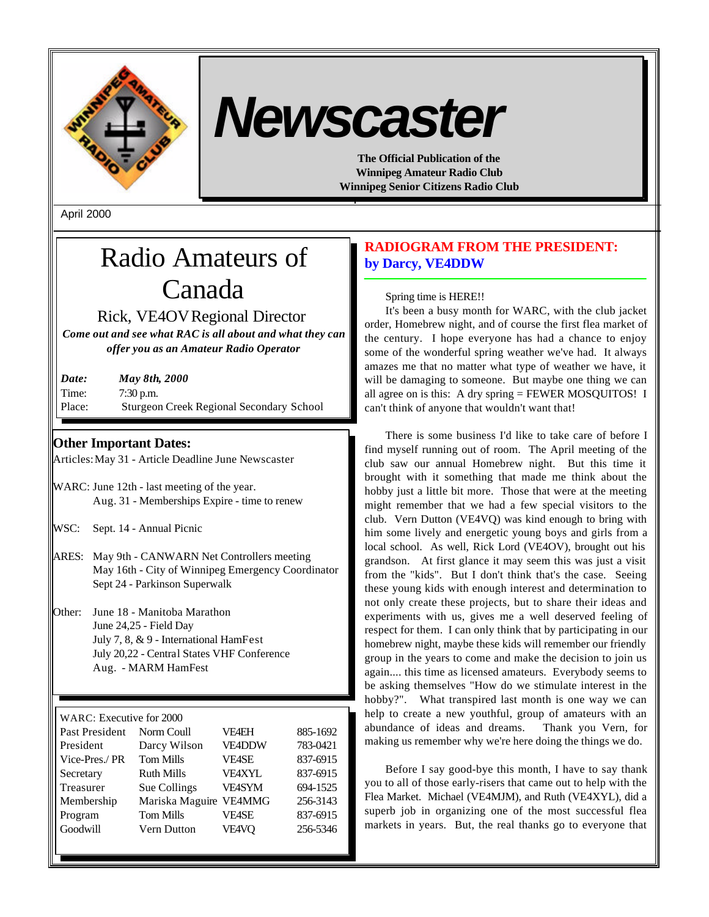# Newscaster

**The Official Publication of the**
**Winnipeg Amateur Radio Club**
**Winnipeg Senior Citizens Radio Club**

April 2000

## Radio Amateurs of Canada

Rick, VE4OV Regional Director

***Come out and see what RAC is all about and what they can offer you as an Amateur Radio Operator***

***Date:*** ***May 8th, 2000***
Time: 7:30 p.m.
Place: Sturgeon Creek Regional Secondary School

### Other Important Dates:

Articles: May 31 - Article Deadline June Newscaster

WARC: June 12th - last meeting of the year.
Aug. 31 - Memberships Expire - time to renew

WSC: Sept. 14 - Annual Picnic

ARES: May 9th - CANWARN Net Controllers meeting
May 16th - City of Winnipeg Emergency Coordinator
Sept 24 - Parkinson Superwalk

Other: June 18 - Manitoba Marathon
June 24,25 - Field Day
July 7, 8, & 9 - International HamFest
July 20,22 - Central States VHF Conference
Aug. - MARM HamFest

WARC: Executive for 2000

| | | | |
|---|---|---|---|
| Past President | Norm Coull | VE4EH | 885-1692 |
| President | Darcy Wilson | VE4DDW | 783-0421 |
| Vice-Pres./ PR | Tom Mills | VE4SE | 837-6915 |
| Secretary | Ruth Mills | VE4XYL | 837-6915 |
| Treasurer | Sue Collings | VE4SYM | 694-1525 |
| Membership | Mariska Maguire | VE4MMG | 256-3143 |
| Program | Tom Mills | VE4SE | 837-6915 |
| Goodwill | Vern Dutton | VE4VQ | 256-5346 |

## RADIOGRAM FROM THE PRESIDENT:
**by Darcy, VE4DDW**

Spring time is HERE!!

It's been a busy month for WARC, with the club jacket order, Homebrew night, and of course the first flea market of the century. I hope everyone has had a chance to enjoy some of the wonderful spring weather we've had. It always amazes me that no matter what type of weather we have, it will be damaging to someone. But maybe one thing we can all agree on is this: A dry spring = FEWER MOSQUITOS! I can't think of anyone that wouldn't want that!

There is some business I'd like to take care of before I find myself running out of room. The April meeting of the club saw our annual Homebrew night. But this time it brought with it something that made me think about the hobby just a little bit more. Those that were at the meeting might remember that we had a few special visitors to the club. Vern Dutton (VE4VQ) was kind enough to bring with him some lively and energetic young boys and girls from a local school. As well, Rick Lord (VE4OV), brought out his grandson. At first glance it may seem this was just a visit from the "kids". But I don't think that's the case. Seeing these young kids with enough interest and determination to not only create these projects, but to share their ideas and experiments with us, gives me a well deserved feeling of respect for them. I can only think that by participating in our homebrew night, maybe these kids will remember our friendly group in the years to come and make the decision to join us again.... this time as licensed amateurs. Everybody seems to be asking themselves "How do we stimulate interest in the hobby?". What transpired last month is one way we can help to create a new youthful, group of amateurs with an abundance of ideas and dreams. Thank you Vern, for making us remember why we're here doing the things we do.

Before I say good-bye this month, I have to say thank you to all of those early-risers that came out to help with the Flea Market. Michael (VE4MJM), and Ruth (VE4XYL), did a superb job in organizing one of the most successful flea markets in years. But, the real thanks go to everyone that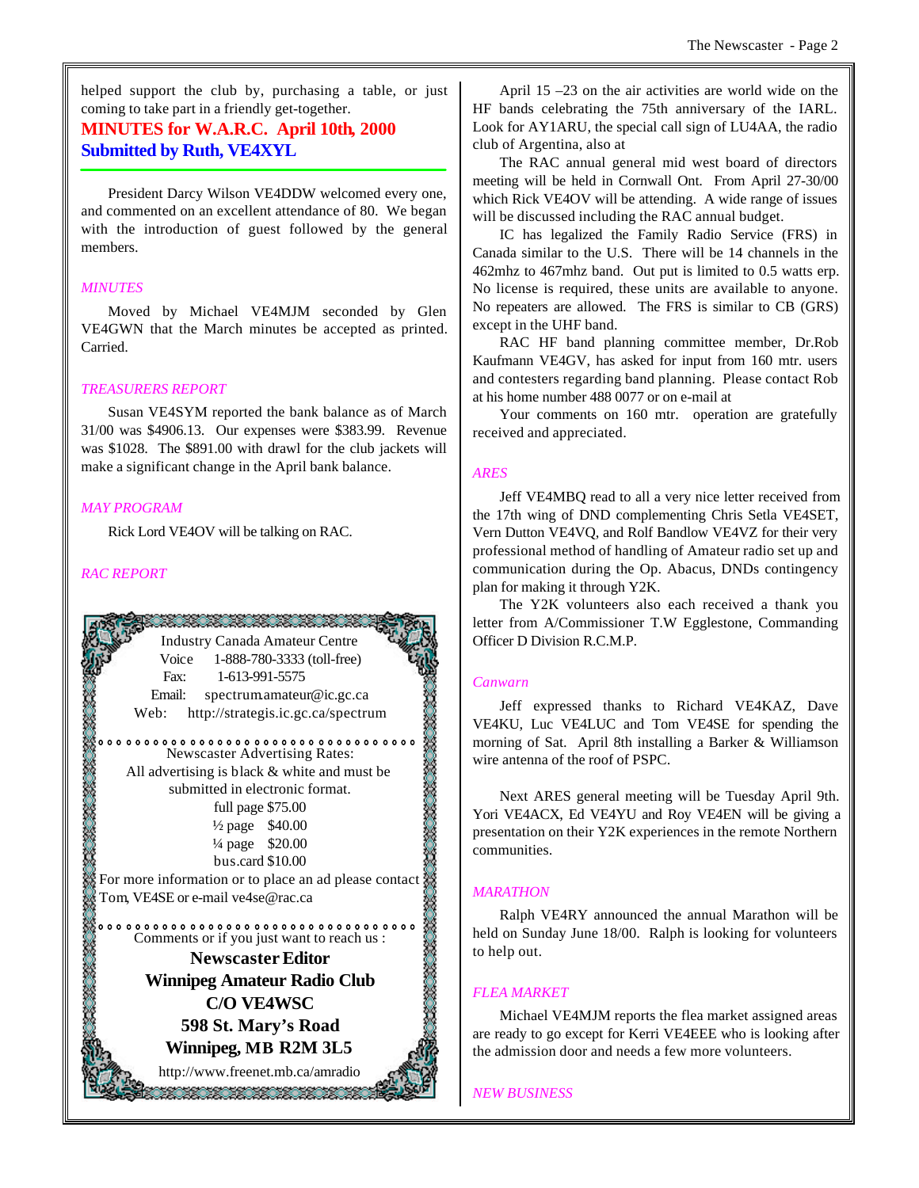helped support the club by, purchasing a table, or just coming to take part in a friendly get-together.

## MINUTES for W.A.R.C. April 10th, 2000
### Submitted by Ruth, VE4XYL

President Darcy Wilson VE4DDW welcomed every one, and commented on an excellent attendance of 80. We began with the introduction of guest followed by the general members.

*MINUTES*

Moved by Michael VE4MJM seconded by Glen VE4GWN that the March minutes be accepted as printed. Carried.

*TREASURERS REPORT*

Susan VE4SYM reported the bank balance as of March 31/00 was $4906.13. Our expenses were $383.99. Revenue was $1028. The $891.00 with drawl for the club jackets will make a significant change in the April bank balance.

*MAY PROGRAM*

Rick Lord VE4OV will be talking on RAC.

*RAC REPORT*

April 15 –23 on the air activities are world wide on the HF bands celebrating the 75th anniversary of the IARL. Look for AY1ARU, the special call sign of LU4AA, the radio club of Argentina, also at

The RAC annual general mid west board of directors meeting will be held in Cornwall Ont. From April 27-30/00 which Rick VE4OV will be attending. A wide range of issues will be discussed including the RAC annual budget.

IC has legalized the Family Radio Service (FRS) in Canada similar to the U.S. There will be 14 channels in the 462mhz to 467mhz band. Out put is limited to 0.5 watts erp. No license is required, these units are available to anyone. No repeaters are allowed. The FRS is similar to CB (GRS) except in the UHF band.

RAC HF band planning committee member, Dr.Rob Kaufmann VE4GV, has asked for input from 160 mtr. users and contesters regarding band planning. Please contact Rob at his home number 488 0077 or on e-mail at

Your comments on 160 mtr. operation are gratefully received and appreciated.

*ARES*

Jeff VE4MBQ read to all a very nice letter received from the 17th wing of DND complementing Chris Setla VE4SET, Vern Dutton VE4VQ, and Rolf Bandlow VE4VZ for their very professional method of handling of Amateur radio set up and communication during the Op. Abacus, DNDs contingency plan for making it through Y2K.

The Y2K volunteers also each received a thank you letter from A/Commissioner T.W Egglestone, Commanding Officer D Division R.C.M.P.

*Canwarn*

Jeff expressed thanks to Richard VE4KAZ, Dave VE4KU, Luc VE4LUC and Tom VE4SE for spending the morning of Sat. April 8th installing a Barker & Williamson wire antenna of the roof of PSPC.

Next ARES general meeting will be Tuesday April 9th. Yori VE4ACX, Ed VE4YU and Roy VE4EN will be giving a presentation on their Y2K experiences in the remote Northern communities.

*MARATHON*

Ralph VE4RY announced the annual Marathon will be held on Sunday June 18/00. Ralph is looking for volunteers to help out.

*FLEA MARKET*

Michael VE4MJM reports the flea market assigned areas are ready to go except for Kerri VE4EEE who is looking after the admission door and needs a few more volunteers.

*NEW BUSINESS*

---

Industry Canada Amateur Centre
Voice 1-888-780-3333 (toll-free)
Fax: 1-613-991-5575
Email: spectrum.amateur@ic.gc.ca
Web: http://strategis.ic.gc.ca/spectrum

Newscaster Advertising Rates:
All advertising is black & white and must be submitted in electronic format.

full page $75.00
½ page $40.00
¼ page $20.00
bus.card $10.00

For more information or to place an ad please contact Tom, VE4SE or e-mail ve4se@rac.ca

Comments or if you just want to reach us :

**Newscaster Editor**
**Winnipeg Amateur Radio Club**
**C/O VE4WSC**
**598 St. Mary's Road**
**Winnipeg, MB R2M 3L5**

http://www.freenet.mb.ca/amradio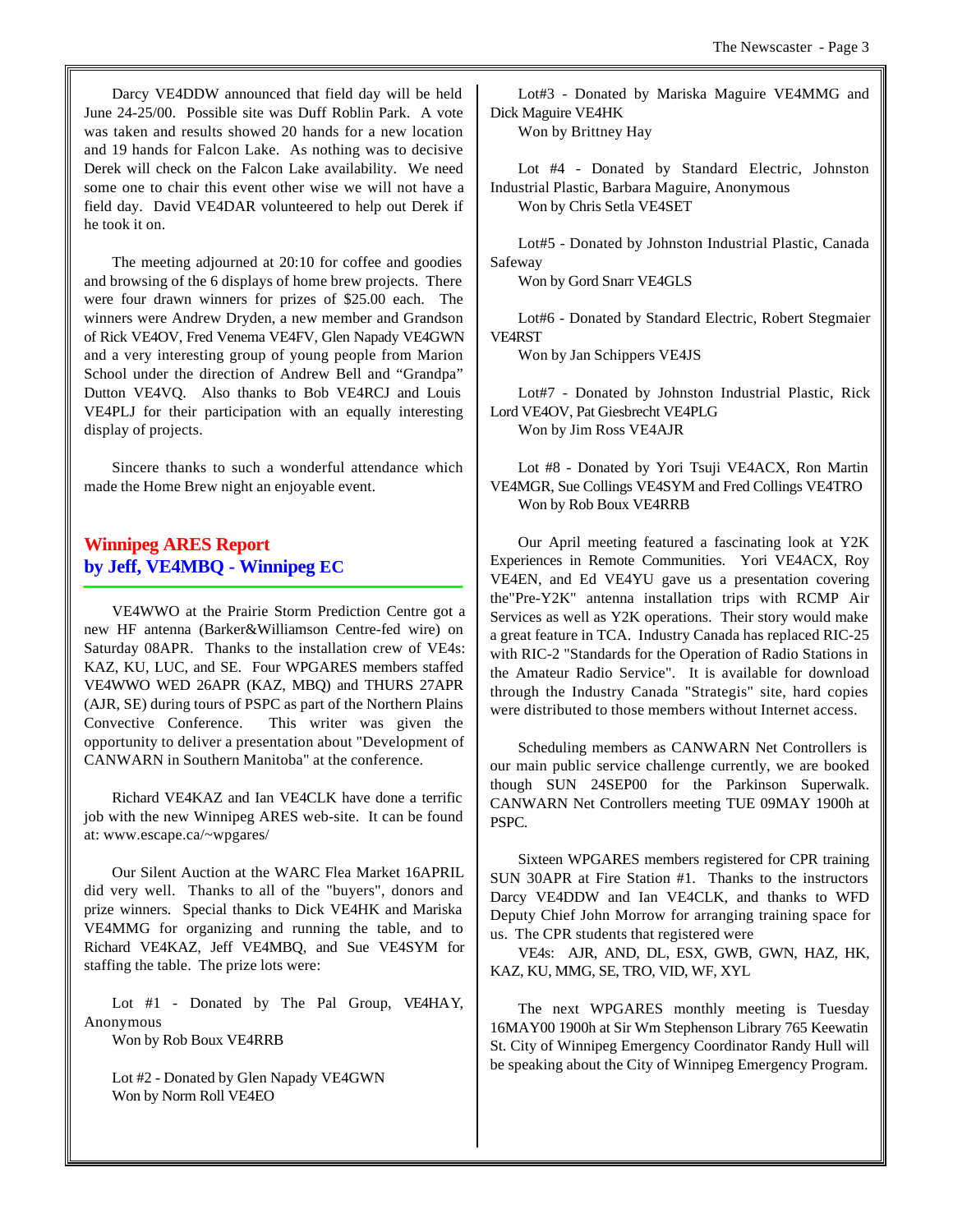Darcy VE4DDW announced that field day will be held June 24-25/00. Possible site was Duff Roblin Park. A vote was taken and results showed 20 hands for a new location and 19 hands for Falcon Lake. As nothing was to decisive Derek will check on the Falcon Lake availability. We need some one to chair this event other wise we will not have a field day. David VE4DAR volunteered to help out Derek if he took it on.

The meeting adjourned at 20:10 for coffee and goodies and browsing of the 6 displays of home brew projects. There were four drawn winners for prizes of $25.00 each. The winners were Andrew Dryden, a new member and Grandson of Rick VE4OV, Fred Venema VE4FV, Glen Napady VE4GWN and a very interesting group of young people from Marion School under the direction of Andrew Bell and "Grandpa" Dutton VE4VQ. Also thanks to Bob VE4RCJ and Louis VE4PLJ for their participation with an equally interesting display of projects.

Sincere thanks to such a wonderful attendance which made the Home Brew night an enjoyable event.

## Winnipeg ARES Report
## by Jeff, VE4MBQ - Winnipeg EC

VE4WWO at the Prairie Storm Prediction Centre got a new HF antenna (Barker&Williamson Centre-fed wire) on Saturday 08APR. Thanks to the installation crew of VE4s: KAZ, KU, LUC, and SE. Four WPGARES members staffed VE4WWO WED 26APR (KAZ, MBQ) and THURS 27APR (AJR, SE) during tours of PSPC as part of the Northern Plains Convective Conference. This writer was given the opportunity to deliver a presentation about "Development of CANWARN in Southern Manitoba" at the conference.

Richard VE4KAZ and Ian VE4CLK have done a terrific job with the new Winnipeg ARES web-site. It can be found at: www.escape.ca/~wpgares/

Our Silent Auction at the WARC Flea Market 16APRIL did very well. Thanks to all of the "buyers", donors and prize winners. Special thanks to Dick VE4HK and Mariska VE4MMG for organizing and running the table, and to Richard VE4KAZ, Jeff VE4MBQ, and Sue VE4SYM for staffing the table. The prize lots were:

Lot #1 - Donated by The Pal Group, VE4HAY, Anonymous
Won by Rob Boux VE4RRB

Lot #2 - Donated by Glen Napady VE4GWN
Won by Norm Roll VE4EO

Lot#3 - Donated by Mariska Maguire VE4MMG and Dick Maguire VE4HK
Won by Brittney Hay

Lot #4 - Donated by Standard Electric, Johnston Industrial Plastic, Barbara Maguire, Anonymous
Won by Chris Setla VE4SET

Lot#5 - Donated by Johnston Industrial Plastic, Canada Safeway
Won by Gord Snarr VE4GLS

Lot#6 - Donated by Standard Electric, Robert Stegmaier VE4RST
Won by Jan Schippers VE4JS

Lot#7 - Donated by Johnston Industrial Plastic, Rick Lord VE4OV, Pat Giesbrecht VE4PLG
Won by Jim Ross VE4AJR

Lot #8 - Donated by Yori Tsuji VE4ACX, Ron Martin VE4MGR, Sue Collings VE4SYM and Fred Collings VE4TRO
Won by Rob Boux VE4RRB

Our April meeting featured a fascinating look at Y2K Experiences in Remote Communities. Yori VE4ACX, Roy VE4EN, and Ed VE4YU gave us a presentation covering the"Pre-Y2K" antenna installation trips with RCMP Air Services as well as Y2K operations. Their story would make a great feature in TCA. Industry Canada has replaced RIC-25 with RIC-2 "Standards for the Operation of Radio Stations in the Amateur Radio Service". It is available for download through the Industry Canada "Strategis" site, hard copies were distributed to those members without Internet access.

Scheduling members as CANWARN Net Controllers is our main public service challenge currently, we are booked though SUN 24SEP00 for the Parkinson Superwalk. CANWARN Net Controllers meeting TUE 09MAY 1900h at PSPC.

Sixteen WPGARES members registered for CPR training SUN 30APR at Fire Station #1. Thanks to the instructors Darcy VE4DDW and Ian VE4CLK, and thanks to WFD Deputy Chief John Morrow for arranging training space for us. The CPR students that registered were

VE4s: AJR, AND, DL, ESX, GWB, GWN, HAZ, HK, KAZ, KU, MMG, SE, TRO, VID, WF, XYL

The next WPGARES monthly meeting is Tuesday 16MAY00 1900h at Sir Wm Stephenson Library 765 Keewatin St. City of Winnipeg Emergency Coordinator Randy Hull will be speaking about the City of Winnipeg Emergency Program.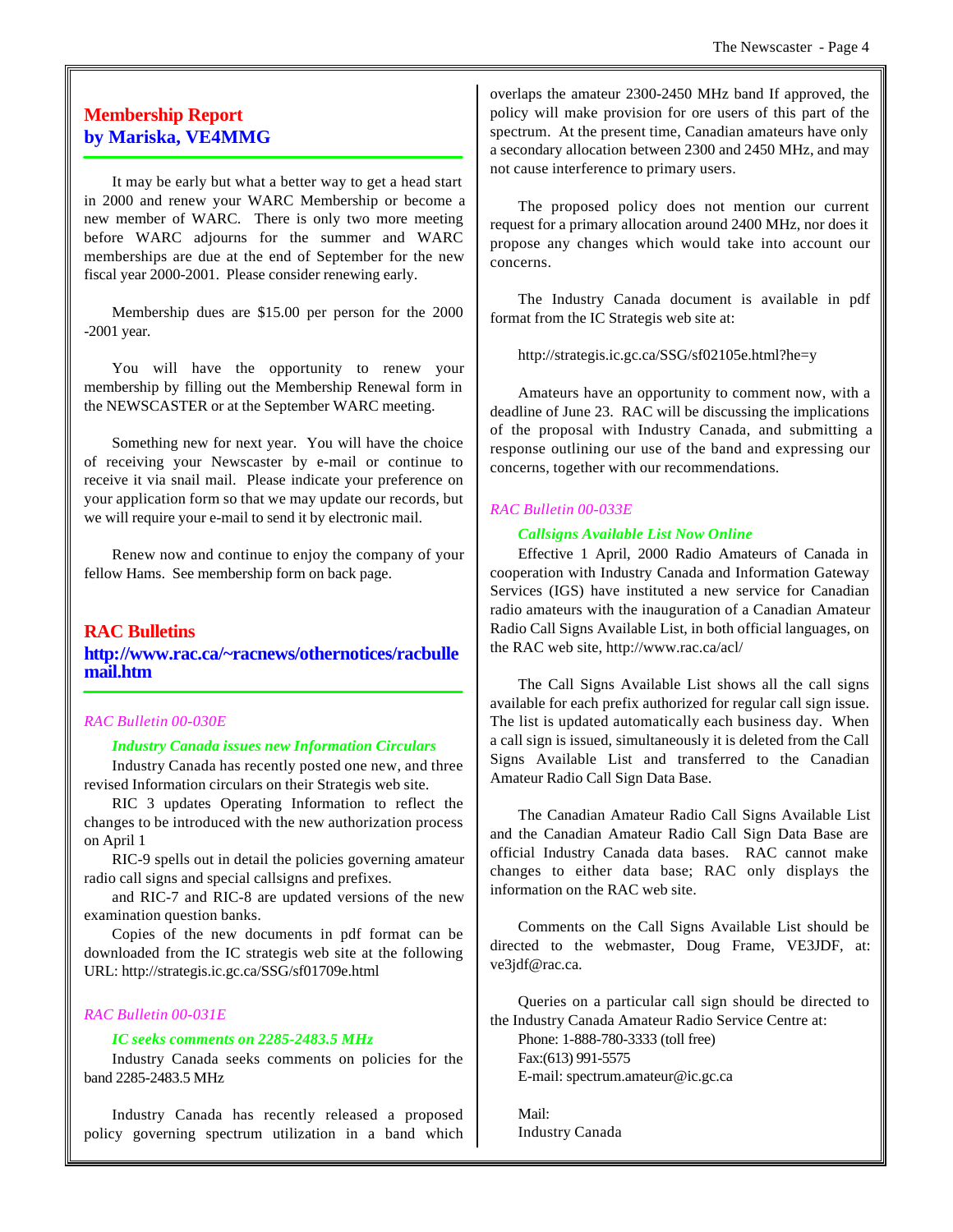## Membership Report
## by Mariska, VE4MMG

It may be early but what a better way to get a head start in 2000 and renew your WARC Membership or become a new member of WARC. There is only two more meeting before WARC adjourns for the summer and WARC memberships are due at the end of September for the new fiscal year 2000-2001. Please consider renewing early.

Membership dues are $15.00 per person for the 2000 -2001 year.

You will have the opportunity to renew your membership by filling out the Membership Renewal form in the NEWSCASTER or at the September WARC meeting.

Something new for next year. You will have the choice of receiving your Newscaster by e-mail or continue to receive it via snail mail. Please indicate your preference on your application form so that we may update our records, but we will require your e-mail to send it by electronic mail.

Renew now and continue to enjoy the company of your fellow Hams. See membership form on back page.

## RAC Bulletins
## http://www.rac.ca/~racnews/othernotices/racbullemail.htm

*RAC Bulletin 00-030E*

***Industry Canada issues new Information Circulars***

Industry Canada has recently posted one new, and three revised Information circulars on their Strategis web site.

RIC 3 updates Operating Information to reflect the changes to be introduced with the new authorization process on April 1

RIC-9 spells out in detail the policies governing amateur radio call signs and special callsigns and prefixes.

and RIC-7 and RIC-8 are updated versions of the new examination question banks.

Copies of the new documents in pdf format can be downloaded from the IC strategis web site at the following URL: http://strategis.ic.gc.ca/SSG/sf01709e.html

*RAC Bulletin 00-031E*

***IC seeks comments on 2285-2483.5 MHz***

Industry Canada seeks comments on policies for the band 2285-2483.5 MHz

Industry Canada has recently released a proposed policy governing spectrum utilization in a band which overlaps the amateur 2300-2450 MHz band If approved, the policy will make provision for ore users of this part of the spectrum. At the present time, Canadian amateurs have only a secondary allocation between 2300 and 2450 MHz, and may not cause interference to primary users.

The proposed policy does not mention our current request for a primary allocation around 2400 MHz, nor does it propose any changes which would take into account our concerns.

The Industry Canada document is available in pdf format from the IC Strategis web site at:

http://strategis.ic.gc.ca/SSG/sf02105e.html?he=y

Amateurs have an opportunity to comment now, with a deadline of June 23. RAC will be discussing the implications of the proposal with Industry Canada, and submitting a response outlining our use of the band and expressing our concerns, together with our recommendations.

*RAC Bulletin 00-033E*

***Callsigns Available List Now Online***

Effective 1 April, 2000 Radio Amateurs of Canada in cooperation with Industry Canada and Information Gateway Services (IGS) have instituted a new service for Canadian radio amateurs with the inauguration of a Canadian Amateur Radio Call Signs Available List, in both official languages, on the RAC web site, http://www.rac.ca/acl/

The Call Signs Available List shows all the call signs available for each prefix authorized for regular call sign issue. The list is updated automatically each business day. When a call sign is issued, simultaneously it is deleted from the Call Signs Available List and transferred to the Canadian Amateur Radio Call Sign Data Base.

The Canadian Amateur Radio Call Signs Available List and the Canadian Amateur Radio Call Sign Data Base are official Industry Canada data bases. RAC cannot make changes to either data base; RAC only displays the information on the RAC web site.

Comments on the Call Signs Available List should be directed to the webmaster, Doug Frame, VE3JDF, at: ve3jdf@rac.ca.

Queries on a particular call sign should be directed to the Industry Canada Amateur Radio Service Centre at:

Phone: 1-888-780-3333 (toll free)
Fax:(613) 991-5575
E-mail: spectrum.amateur@ic.gc.ca

Mail:
Industry Canada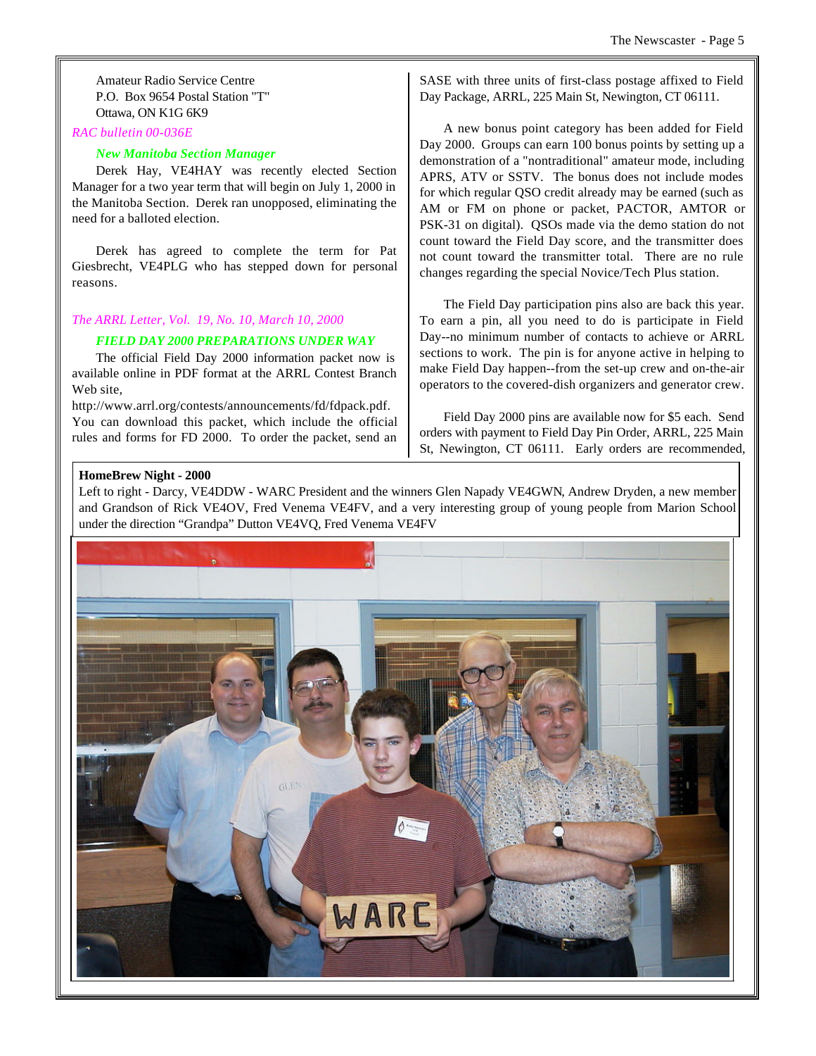Amateur Radio Service Centre
P.O. Box 9654 Postal Station "T"
Ottawa, ON K1G 6K9

*RAC bulletin 00-036E*

***New Manitoba Section Manager***

Derek Hay, VE4HAY was recently elected Section Manager for a two year term that will begin on July 1, 2000 in the Manitoba Section. Derek ran unopposed, eliminating the need for a balloted election.

Derek has agreed to complete the term for Pat Giesbrecht, VE4PLG who has stepped down for personal reasons.

*The ARRL Letter, Vol. 19, No. 10, March 10, 2000*

***FIELD DAY 2000 PREPARATIONS UNDER WAY***

The official Field Day 2000 information packet now is available online in PDF format at the ARRL Contest Branch Web site,
http://www.arrl.org/contests/announcements/fd/fdpack.pdf. You can download this packet, which include the official rules and forms for FD 2000. To order the packet, send an SASE with three units of first-class postage affixed to Field Day Package, ARRL, 225 Main St, Newington, CT 06111.

A new bonus point category has been added for Field Day 2000. Groups can earn 100 bonus points by setting up a demonstration of a "nontraditional" amateur mode, including APRS, ATV or SSTV. The bonus does not include modes for which regular QSO credit already may be earned (such as AM or FM on phone or packet, PACTOR, AMTOR or PSK-31 on digital). QSOs made via the demo station do not count toward the Field Day score, and the transmitter does not count toward the transmitter total. There are no rule changes regarding the special Novice/Tech Plus station.

The Field Day participation pins also are back this year. To earn a pin, all you need to do is participate in Field Day--no minimum number of contacts to achieve or ARRL sections to work. The pin is for anyone active in helping to make Field Day happen--from the set-up crew and on-the-air operators to the covered-dish organizers and generator crew.

Field Day 2000 pins are available now for $5 each. Send orders with payment to Field Day Pin Order, ARRL, 225 Main St, Newington, CT 06111. Early orders are recommended,

**HomeBrew Night - 2000**

Left to right - Darcy, VE4DDW - WARC President and the winners Glen Napady VE4GWN, Andrew Dryden, a new member and Grandson of Rick VE4OV, Fred Venema VE4FV, and a very interesting group of young people from Marion School under the direction "Grandpa" Dutton VE4VQ, Fred Venema VE4FV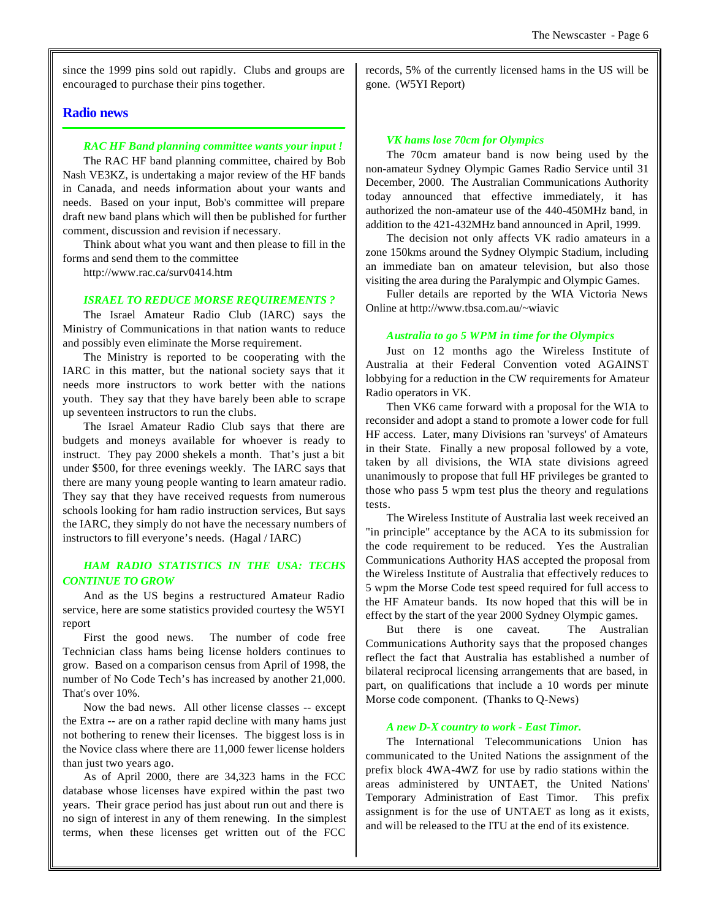since the 1999 pins sold out rapidly. Clubs and groups are encouraged to purchase their pins together.

## Radio news

### *RAC HF Band planning committee wants your input !*

The RAC HF band planning committee, chaired by Bob Nash VE3KZ, is undertaking a major review of the HF bands in Canada, and needs information about your wants and needs. Based on your input, Bob's committee will prepare draft new band plans which will then be published for further comment, discussion and revision if necessary.

Think about what you want and then please to fill in the forms and send them to the committee

http://www.rac.ca/surv0414.htm

### *ISRAEL TO REDUCE MORSE REQUIREMENTS ?*

The Israel Amateur Radio Club (IARC) says the Ministry of Communications in that nation wants to reduce and possibly even eliminate the Morse requirement.

The Ministry is reported to be cooperating with the IARC in this matter, but the national society says that it needs more instructors to work better with the nations youth. They say that they have barely been able to scrape up seventeen instructors to run the clubs.

The Israel Amateur Radio Club says that there are budgets and moneys available for whoever is ready to instruct. They pay 2000 shekels a month. That's just a bit under $500, for three evenings weekly. The IARC says that there are many young people wanting to learn amateur radio. They say that they have received requests from numerous schools looking for ham radio instruction services, But says the IARC, they simply do not have the necessary numbers of instructors to fill everyone's needs. (Hagal / IARC)

### *HAM RADIO STATISTICS IN THE USA: TECHS CONTINUE TO GROW*

And as the US begins a restructured Amateur Radio service, here are some statistics provided courtesy the W5YI report

First the good news. The number of code free Technician class hams being license holders continues to grow. Based on a comparison census from April of 1998, the number of No Code Tech's has increased by another 21,000. That's over 10%.

Now the bad news. All other license classes -- except the Extra -- are on a rather rapid decline with many hams just not bothering to renew their licenses. The biggest loss is in the Novice class where there are 11,000 fewer license holders than just two years ago.

As of April 2000, there are 34,323 hams in the FCC database whose licenses have expired within the past two years. Their grace period has just about run out and there is no sign of interest in any of them renewing. In the simplest terms, when these licenses get written out of the FCC records, 5% of the currently licensed hams in the US will be gone. (W5YI Report)

### *VK hams lose 70cm for Olympics*

The 70cm amateur band is now being used by the non-amateur Sydney Olympic Games Radio Service until 31 December, 2000. The Australian Communications Authority today announced that effective immediately, it has authorized the non-amateur use of the 440-450MHz band, in addition to the 421-432MHz band announced in April, 1999.

The decision not only affects VK radio amateurs in a zone 150kms around the Sydney Olympic Stadium, including an immediate ban on amateur television, but also those visiting the area during the Paralympic and Olympic Games.

Fuller details are reported by the WIA Victoria News Online at http://www.tbsa.com.au/~wiavic

### *Australia to go 5 WPM in time for the Olympics*

Just on 12 months ago the Wireless Institute of Australia at their Federal Convention voted AGAINST lobbying for a reduction in the CW requirements for Amateur Radio operators in VK.

Then VK6 came forward with a proposal for the WIA to reconsider and adopt a stand to promote a lower code for full HF access. Later, many Divisions ran 'surveys' of Amateurs in their State. Finally a new proposal followed by a vote, taken by all divisions, the WIA state divisions agreed unanimously to propose that full HF privileges be granted to those who pass 5 wpm test plus the theory and regulations tests.

The Wireless Institute of Australia last week received an "in principle" acceptance by the ACA to its submission for the code requirement to be reduced. Yes the Australian Communications Authority HAS accepted the proposal from the Wireless Institute of Australia that effectively reduces to 5 wpm the Morse Code test speed required for full access to the HF Amateur bands. Its now hoped that this will be in effect by the start of the year 2000 Sydney Olympic games.

But there is one caveat. The Australian Communications Authority says that the proposed changes reflect the fact that Australia has established a number of bilateral reciprocal licensing arrangements that are based, in part, on qualifications that include a 10 words per minute Morse code component. (Thanks to Q-News)

### *A new D-X country to work - East Timor.*

The International Telecommunications Union has communicated to the United Nations the assignment of the prefix block 4WA-4WZ for use by radio stations within the areas administered by UNTAET, the United Nations' Temporary Administration of East Timor. This prefix assignment is for the use of UNTAET as long as it exists, and will be released to the ITU at the end of its existence.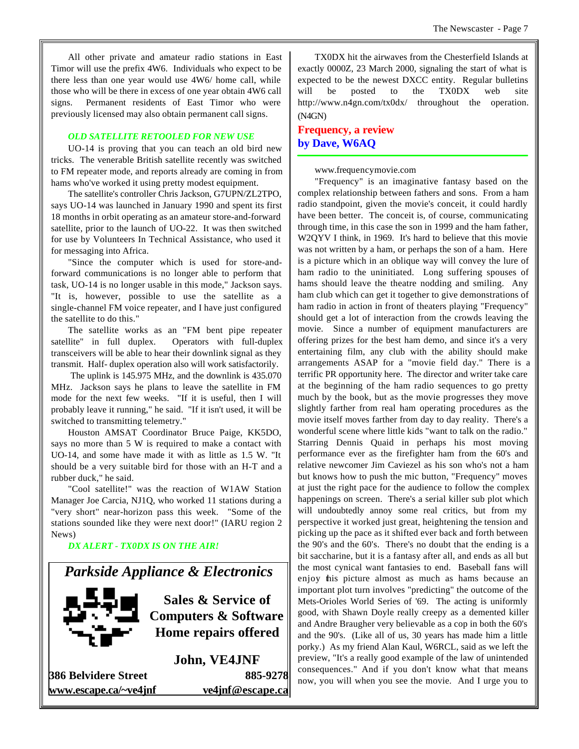All other private and amateur radio stations in East Timor will use the prefix 4W6. Individuals who expect to be there less than one year would use 4W6/ home call, while those who will be there in excess of one year obtain 4W6 call signs. Permanent residents of East Timor who were previously licensed may also obtain permanent call signs.

### *OLD SATELLITE RETOOLED FOR NEW USE*

UO-14 is proving that you can teach an old bird new tricks. The venerable British satellite recently was switched to FM repeater mode, and reports already are coming in from hams who've worked it using pretty modest equipment.

The satellite's controller Chris Jackson, G7UPN/ZL2TPO, says UO-14 was launched in January 1990 and spent its first 18 months in orbit operating as an amateur store-and-forward satellite, prior to the launch of UO-22. It was then switched for use by Volunteers In Technical Assistance, who used it for messaging into Africa.

"Since the computer which is used for store-and-forward communications is no longer able to perform that task, UO-14 is no longer usable in this mode," Jackson says. "It is, however, possible to use the satellite as a single-channel FM voice repeater, and I have just configured the satellite to do this."

The satellite works as an "FM bent pipe repeater satellite" in full duplex. Operators with full-duplex transceivers will be able to hear their downlink signal as they transmit. Half- duplex operation also will work satisfactorily.

The uplink is 145.975 MHz, and the downlink is 435.070 MHz. Jackson says he plans to leave the satellite in FM mode for the next few weeks. "If it is useful, then I will probably leave it running," he said. "If it isn't used, it will be switched to transmitting telemetry."

Houston AMSAT Coordinator Bruce Paige, KK5DO, says no more than 5 W is required to make a contact with UO-14, and some have made it with as little as 1.5 W. "It should be a very suitable bird for those with an H-T and a rubber duck," he said.

"Cool satellite!" was the reaction of W1AW Station Manager Joe Carcia, NJ1Q, who worked 11 stations during a "very short" near-horizon pass this week. "Some of the stations sounded like they were next door!" (IARU region 2 News)

### *DX ALERT - TX0DX IS ON THE AIR!*

TX0DX hit the airwaves from the Chesterfield Islands at exactly 0000Z, 23 March 2000, signaling the start of what is expected to be the newest DXCC entity. Regular bulletins will be posted to the TX0DX web site http://www.n4gn.com/tx0dx/ throughout the operation. (N4GN)

---

**Parkside Appliance & Electronics**

**Sales & Service of Computers & Software**
**Home repairs offered**

**John, VE4JNF**

**386 Belvidere Street** **885-9278**
**www.escape.ca/~ve4jnf** **ve4jnf@escape.ca**

---

## Frequency, a review
## by Dave, W6AQ

www.frequencymovie.com

"Frequency" is an imaginative fantasy based on the complex relationship between fathers and sons. From a ham radio standpoint, given the movie's conceit, it could hardly have been better. The conceit is, of course, communicating through time, in this case the son in 1999 and the ham father, W2QYV I think, in 1969. It's hard to believe that this movie was not written by a ham, or perhaps the son of a ham. Here is a picture which in an oblique way will convey the lure of ham radio to the uninitiated. Long suffering spouses of hams should leave the theatre nodding and smiling. Any ham club which can get it together to give demonstrations of ham radio in action in front of theaters playing "Frequency" should get a lot of interaction from the crowds leaving the movie. Since a number of equipment manufacturers are offering prizes for the best ham demo, and since it's a very entertaining film, any club with the ability should make arrangements ASAP for a "movie field day." There is a terrific PR opportunity here. The director and writer take care at the beginning of the ham radio sequences to go pretty much by the book, but as the movie progresses they move slightly farther from real ham operating procedures as the movie itself moves farther from day to day reality. There's a wonderful scene where little kids "want to talk on the radio." Starring Dennis Quaid in perhaps his most moving performance ever as the firefighter ham from the 60's and relative newcomer Jim Caviezel as his son who's not a ham but knows how to push the mic button, "Frequency" moves at just the right pace for the audience to follow the complex happenings on screen. There's a serial killer sub plot which will undoubtedly annoy some real critics, but from my perspective it worked just great, heightening the tension and picking up the pace as it shifted ever back and forth between the 90's and the 60's. There's no doubt that the ending is a bit saccharine, but it is a fantasy after all, and ends as all but the most cynical want fantasies to end. Baseball fans will enjoy this picture almost as much as hams because an important plot turn involves "predicting" the outcome of the Mets-Orioles World Series of '69. The acting is uniformly good, with Shawn Doyle really creepy as a demented killer and Andre Braugher very believable as a cop in both the 60's and the 90's. (Like all of us, 30 years has made him a little porky.) As my friend Alan Kaul, W6RCL, said as we left the preview, "It's a really good example of the law of unintended consequences." And if you don't know what that means now, you will when you see the movie. And I urge you to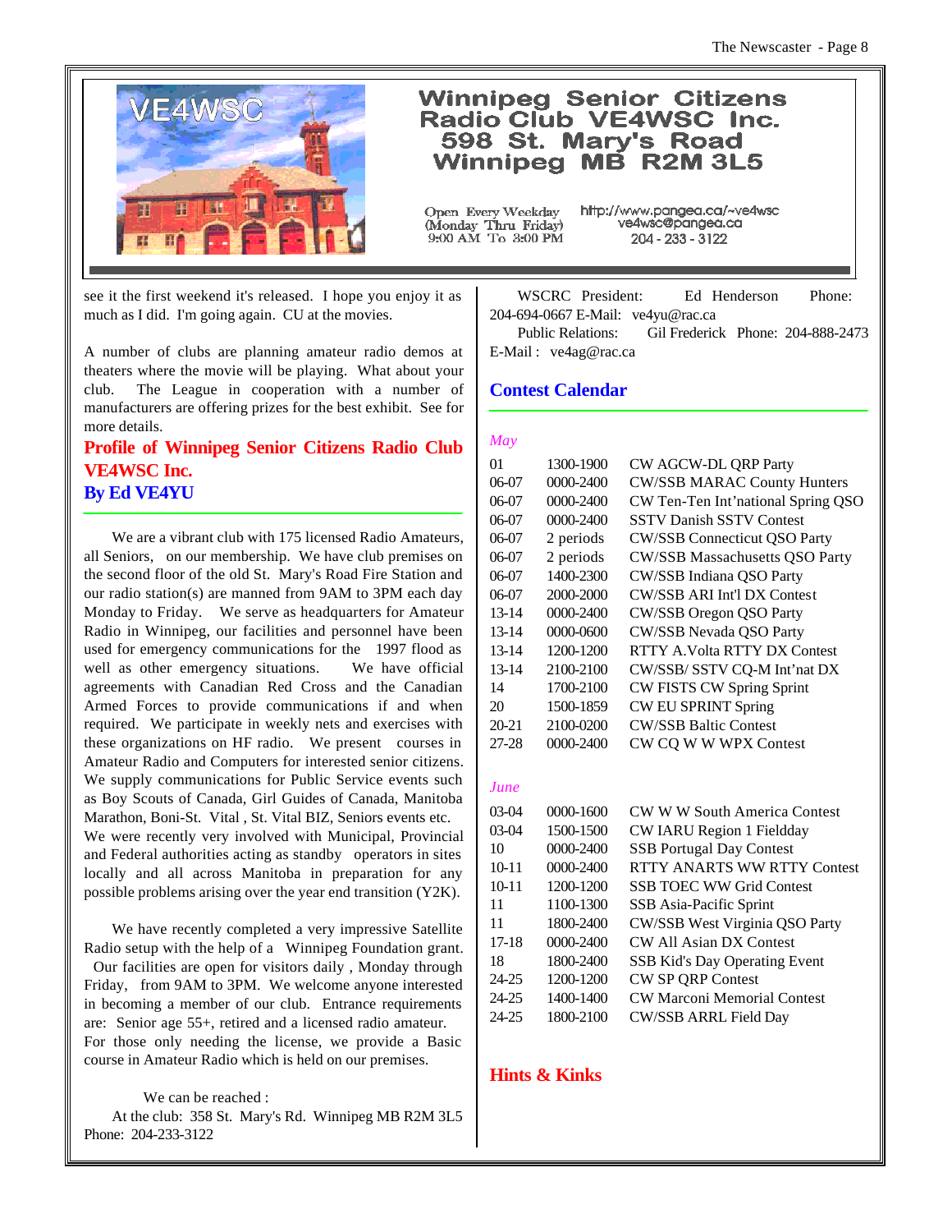# Winnipeg Senior Citizens Radio Club VE4WSC Inc.
# 598 St. Mary's Road Winnipeg MB R2M 3L5

Open Every Weekday (Monday Thru Friday) 9:00 AM To 3:00 PM

http://www.pangea.ca/~ve4wsc
ve4wsc@pangea.ca
204 - 233 - 3122

see it the first weekend it's released. I hope you enjoy it as much as I did. I'm going again. CU at the movies.

A number of clubs are planning amateur radio demos at theaters where the movie will be playing. What about your club. The League in cooperation with a number of manufacturers are offering prizes for the best exhibit. See for more details.

## Profile of Winnipeg Senior Citizens Radio Club VE4WSC Inc.
## By Ed VE4YU

We are a vibrant club with 175 licensed Radio Amateurs, all Seniors, on our membership. We have club premises on the second floor of the old St. Mary's Road Fire Station and our radio station(s) are manned from 9AM to 3PM each day Monday to Friday. We serve as headquarters for Amateur Radio in Winnipeg, our facilities and personnel have been used for emergency communications for the 1997 flood as well as other emergency situations. We have official agreements with Canadian Red Cross and the Canadian Armed Forces to provide communications if and when required. We participate in weekly nets and exercises with these organizations on HF radio. We present courses in Amateur Radio and Computers for interested senior citizens. We supply communications for Public Service events such as Boy Scouts of Canada, Girl Guides of Canada, Manitoba Marathon, Boni-St. Vital , St. Vital BIZ, Seniors events etc. We were recently very involved with Municipal, Provincial and Federal authorities acting as standby operators in sites locally and all across Manitoba in preparation for any possible problems arising over the year end transition (Y2K).

We have recently completed a very impressive Satellite Radio setup with the help of a Winnipeg Foundation grant. Our facilities are open for visitors daily , Monday through Friday, from 9AM to 3PM. We welcome anyone interested in becoming a member of our club. Entrance requirements are: Senior age 55+, retired and a licensed radio amateur. For those only needing the license, we provide a Basic course in Amateur Radio which is held on our premises.

We can be reached :
At the club: 358 St. Mary's Rd. Winnipeg MB R2M 3L5 Phone: 204-233-3122

WSCRC President: Ed Henderson Phone: 204-694-0667 E-Mail: ve4yu@rac.ca
Public Relations: Gil Frederick Phone: 204-888-2473 E-Mail : ve4ag@rac.ca

## Contest Calendar

*May*

| | | |
|---|---|---|
| 01 | 1300-1900 | CW AGCW-DL QRP Party |
| 06-07 | 0000-2400 | CW/SSB MARAC County Hunters |
| 06-07 | 0000-2400 | CW Ten-Ten Int'national Spring QSO |
| 06-07 | 0000-2400 | SSTV Danish SSTV Contest |
| 06-07 | 2 periods | CW/SSB Connecticut QSO Party |
| 06-07 | 2 periods | CW/SSB Massachusetts QSO Party |
| 06-07 | 1400-2300 | CW/SSB Indiana QSO Party |
| 06-07 | 2000-2000 | CW/SSB ARI Int'l DX Contest |
| 13-14 | 0000-2400 | CW/SSB Oregon QSO Party |
| 13-14 | 0000-0600 | CW/SSB Nevada QSO Party |
| 13-14 | 1200-1200 | RTTY A.Volta RTTY DX Contest |
| 13-14 | 2100-2100 | CW/SSB/ SSTV CQ-M Int'nat DX |
| 14 | 1700-2100 | CW FISTS CW Spring Sprint |
| 20 | 1500-1859 | CW EU SPRINT Spring |
| 20-21 | 2100-0200 | CW/SSB Baltic Contest |
| 27-28 | 0000-2400 | CW CQ W W WPX Contest |

*June*

| | | |
|---|---|---|
| 03-04 | 0000-1600 | CW W W South America Contest |
| 03-04 | 1500-1500 | CW IARU Region 1 Fieldday |
| 10 | 0000-2400 | SSB Portugal Day Contest |
| 10-11 | 0000-2400 | RTTY ANARTS WW RTTY Contest |
| 10-11 | 1200-1200 | SSB TOEC WW Grid Contest |
| 11 | 1100-1300 | SSB Asia-Pacific Sprint |
| 11 | 1800-2400 | CW/SSB West Virginia QSO Party |
| 17-18 | 0000-2400 | CW All Asian DX Contest |
| 18 | 1800-2400 | SSB Kid's Day Operating Event |
| 24-25 | 1200-1200 | CW SP QRP Contest |
| 24-25 | 1400-1400 | CW Marconi Memorial Contest |
| 24-25 | 1800-2100 | CW/SSB ARRL Field Day |

## Hints & Kinks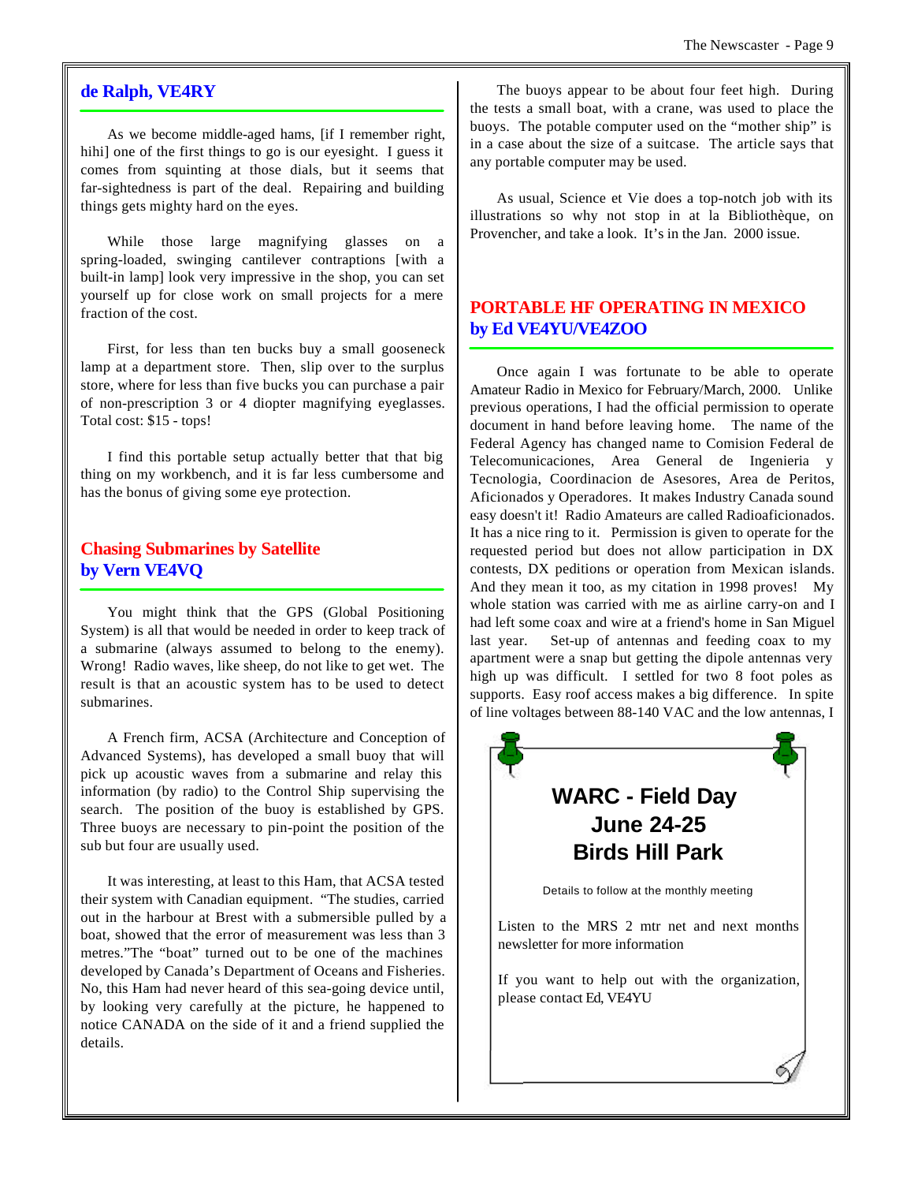## de Ralph, VE4RY

As we become middle-aged hams, [if I remember right, hihi] one of the first things to go is our eyesight. I guess it comes from squinting at those dials, but it seems that far-sightedness is part of the deal. Repairing and building things gets mighty hard on the eyes.

While those large magnifying glasses on a spring-loaded, swinging cantilever contraptions [with a built-in lamp] look very impressive in the shop, you can set yourself up for close work on small projects for a mere fraction of the cost.

First, for less than ten bucks buy a small gooseneck lamp at a department store. Then, slip over to the surplus store, where for less than five bucks you can purchase a pair of non-prescription 3 or 4 diopter magnifying eyeglasses. Total cost: $15 - tops!

I find this portable setup actually better that that big thing on my workbench, and it is far less cumbersome and has the bonus of giving some eye protection.

## Chasing Submarines by Satellite
## by Vern VE4VQ

You might think that the GPS (Global Positioning System) is all that would be needed in order to keep track of a submarine (always assumed to belong to the enemy). Wrong! Radio waves, like sheep, do not like to get wet. The result is that an acoustic system has to be used to detect submarines.

A French firm, ACSA (Architecture and Conception of Advanced Systems), has developed a small buoy that will pick up acoustic waves from a submarine and relay this information (by radio) to the Control Ship supervising the search. The position of the buoy is established by GPS. Three buoys are necessary to pin-point the position of the sub but four are usually used.

It was interesting, at least to this Ham, that ACSA tested their system with Canadian equipment. "The studies, carried out in the harbour at Brest with a submersible pulled by a boat, showed that the error of measurement was less than 3 metres."The "boat" turned out to be one of the machines developed by Canada's Department of Oceans and Fisheries. No, this Ham had never heard of this sea-going device until, by looking very carefully at the picture, he happened to notice CANADA on the side of it and a friend supplied the details.

The buoys appear to be about four feet high. During the tests a small boat, with a crane, was used to place the buoys. The potable computer used on the "mother ship" is in a case about the size of a suitcase. The article says that any portable computer may be used.

As usual, Science et Vie does a top-notch job with its illustrations so why not stop in at la Bibliothèque, on Provencher, and take a look. It's in the Jan. 2000 issue.

## PORTABLE HF OPERATING IN MEXICO
## by Ed VE4YU/VE4ZOO

Once again I was fortunate to be able to operate Amateur Radio in Mexico for February/March, 2000. Unlike previous operations, I had the official permission to operate document in hand before leaving home. The name of the Federal Agency has changed name to Comision Federal de Telecomunicaciones, Area General de Ingenieria y Tecnologia, Coordinacion de Asesores, Area de Peritos, Aficionados y Operadores. It makes Industry Canada sound easy doesn't it! Radio Amateurs are called Radioaficionados. It has a nice ring to it. Permission is given to operate for the requested period but does not allow participation in DX contests, DX peditions or operation from Mexican islands. And they mean it too, as my citation in 1998 proves! My whole station was carried with me as airline carry-on and I had left some coax and wire at a friend's home in San Miguel last year. Set-up of antennas and feeding coax to my apartment were a snap but getting the dipole antennas very high up was difficult. I settled for two 8 foot poles as supports. Easy roof access makes a big difference. In spite of line voltages between 88-140 VAC and the low antennas, I

**WARC - Field Day**
**June 24-25**
**Birds Hill Park**

Details to follow at the monthly meeting

Listen to the MRS 2 mtr net and next months newsletter for more information

If you want to help out with the organization, please contact Ed, VE4YU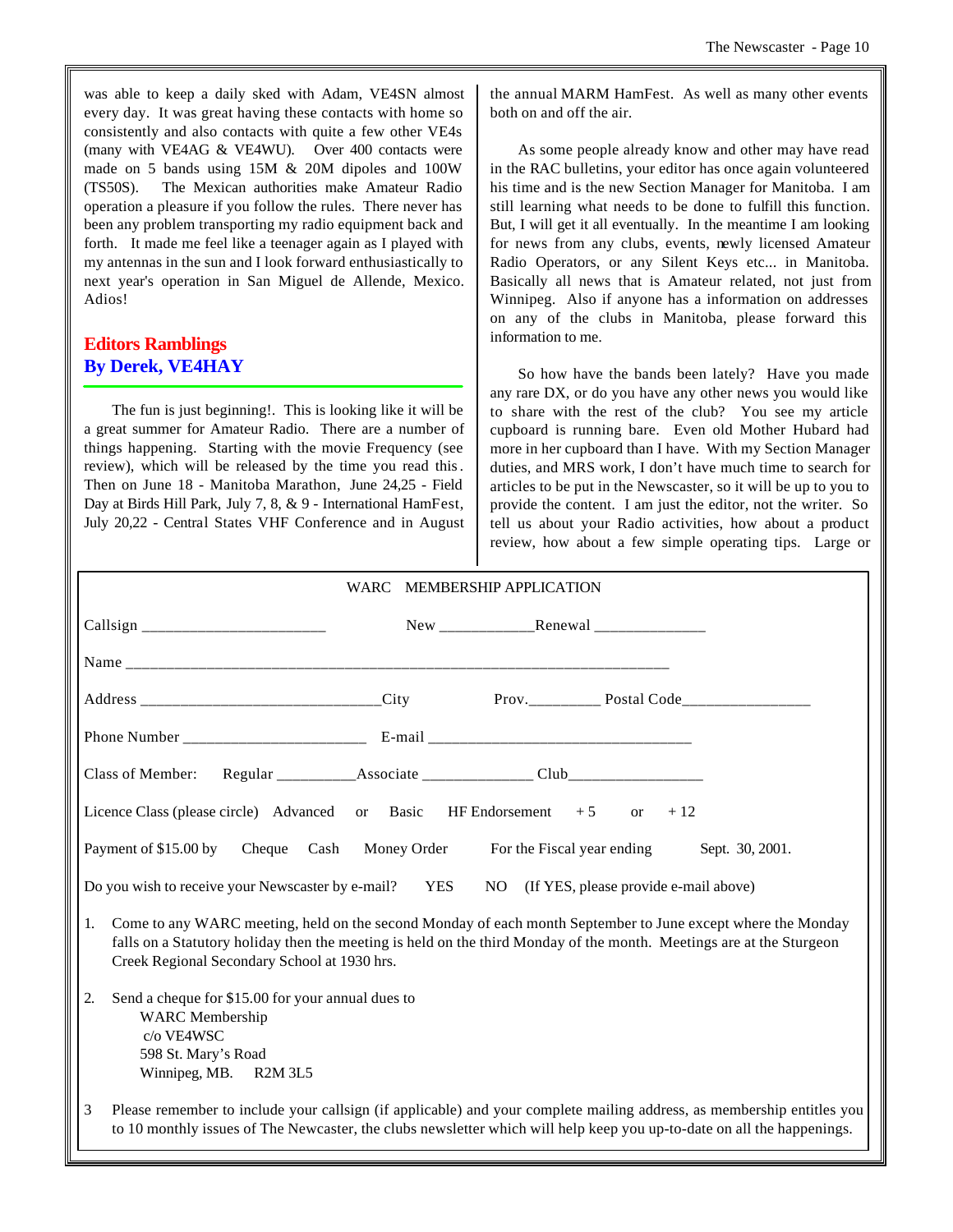was able to keep a daily sked with Adam, VE4SN almost every day. It was great having these contacts with home so consistently and also contacts with quite a few other VE4s (many with VE4AG & VE4WU). Over 400 contacts were made on 5 bands using 15M & 20M dipoles and 100W (TS50S). The Mexican authorities make Amateur Radio operation a pleasure if you follow the rules. There never has been any problem transporting my radio equipment back and forth. It made me feel like a teenager again as I played with my antennas in the sun and I look forward enthusiastically to next year's operation in San Miguel de Allende, Mexico. Adios!

## Editors Ramblings
## By Derek, VE4HAY

The fun is just beginning!. This is looking like it will be a great summer for Amateur Radio. There are a number of things happening. Starting with the movie Frequency (see review), which will be released by the time you read this. Then on June 18 - Manitoba Marathon, June 24,25 - Field Day at Birds Hill Park, July 7, 8, & 9 - International HamFest, July 20,22 - Central States VHF Conference and in August the annual MARM HamFest. As well as many other events both on and off the air.

As some people already know and other may have read in the RAC bulletins, your editor has once again volunteered his time and is the new Section Manager for Manitoba. I am still learning what needs to be done to fulfill this function. But, I will get it all eventually. In the meantime I am looking for news from any clubs, events, newly licensed Amateur Radio Operators, or any Silent Keys etc... in Manitoba. Basically all news that is Amateur related, not just from Winnipeg. Also if anyone has a information on addresses on any of the clubs in Manitoba, please forward this information to me.

So how have the bands been lately? Have you made any rare DX, or do you have any other news you would like to share with the rest of the club? You see my article cupboard is running bare. Even old Mother Hubard had more in her cupboard than I have. With my Section Manager duties, and MRS work, I don't have much time to search for articles to be put in the Newscaster, so it will be up to you to provide the content. I am just the editor, not the writer. So tell us about your Radio activities, how about a product review, how about a few simple operating tips. Large or

---

WARC MEMBERSHIP APPLICATION

Callsign ______________________ New ____________Renewal ______________

Name ______________________________________________________________________

Address ______________________________City Prov._________ Postal Code________________

Phone Number ______________________ E-mail ________________________________

Class of Member: Regular __________Associate ______________ Club_________________

Licence Class (please circle) Advanced or Basic HF Endorsement +5 or +12

Payment of $15.00 by Cheque Cash Money Order For the Fiscal year ending Sept. 30, 2001.

Do you wish to receive your Newscaster by e-mail? YES NO (If YES, please provide e-mail above)

1. Come to any WARC meeting, held on the second Monday of each month September to June except where the Monday falls on a Statutory holiday then the meeting is held on the third Monday of the month. Meetings are at the Sturgeon Creek Regional Secondary School at 1930 hrs.

2. Send a cheque for $15.00 for your annual dues to
   WARC Membership
   c/o VE4WSC
   598 St. Mary's Road
   Winnipeg, MB. R2M 3L5

3 Please remember to include your callsign (if applicable) and your complete mailing address, as membership entitles you to 10 monthly issues of The Newcaster, the clubs newsletter which will help keep you up-to-date on all the happenings.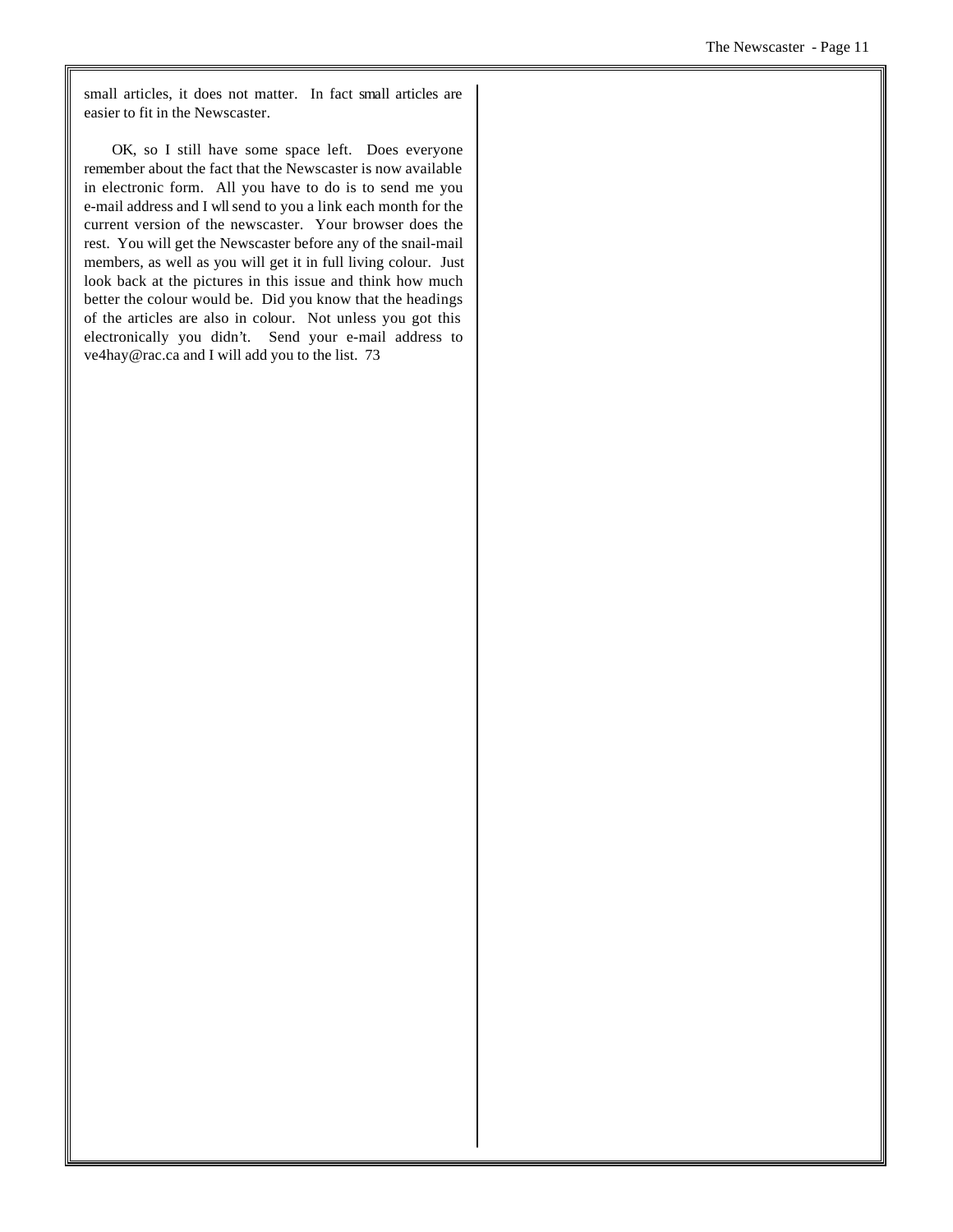small articles, it does not matter. In fact small articles are easier to fit in the Newscaster.

OK, so I still have some space left. Does everyone remember about the fact that the Newscaster is now available in electronic form. All you have to do is to send me you e-mail address and I wll send to you a link each month for the current version of the newscaster. Your browser does the rest. You will get the Newscaster before any of the snail-mail members, as well as you will get it in full living colour. Just look back at the pictures in this issue and think how much better the colour would be. Did you know that the headings of the articles are also in colour. Not unless you got this electronically you didn't. Send your e-mail address to ve4hay@rac.ca and I will add you to the list. 73